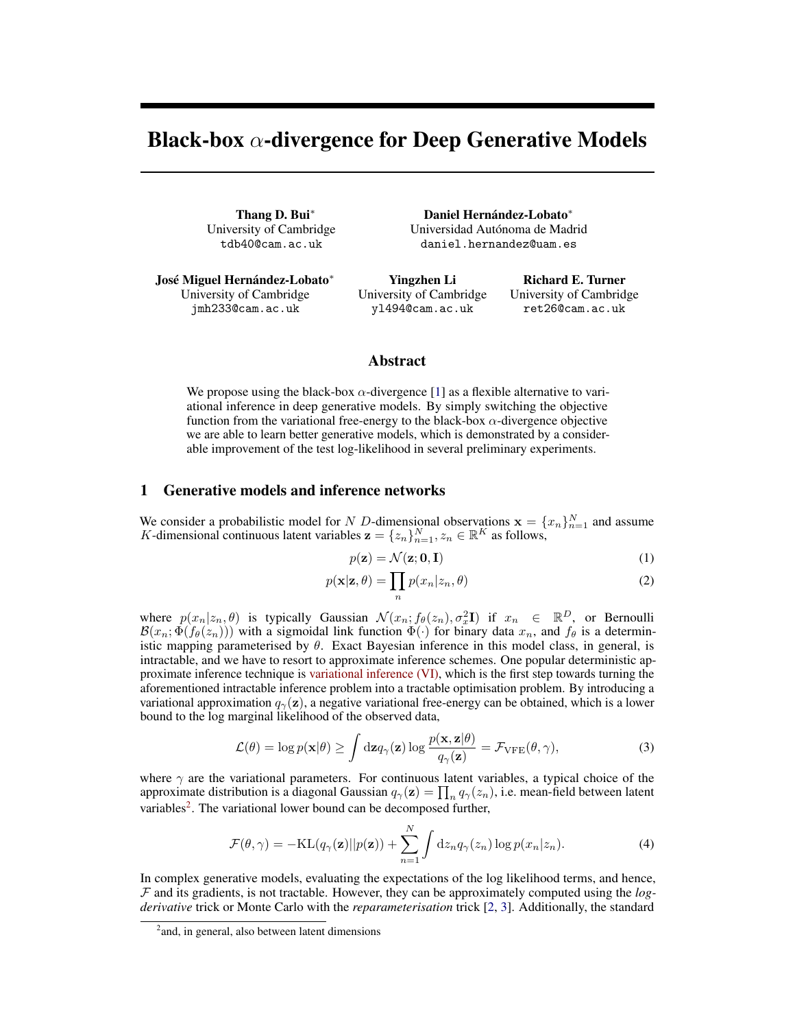# Black-box $\alpha$-divergence for Deep Generative Models

**Thang D. Bui***
University of Cambridge
tdb40@cam.ac.uk

**Daniel Hernández-Lobato***
Universidad Autónoma de Madrid
daniel.hernandez@uam.es

**José Miguel Hernández-Lobato***
University of Cambridge
jmh233@cam.ac.uk

**Yingzhen Li**
University of Cambridge
yl494@cam.ac.uk

**Richard E. Turner**
University of Cambridge
ret26@cam.ac.uk

## Abstract

We propose using the black-box $\alpha$-divergence [1] as a flexible alternative to variational inference in deep generative models. By simply switching the objective function from the variational free-energy to the black-box $\alpha$-divergence objective we are able to learn better generative models, which is demonstrated by a considerable improvement of the test log-likelihood in several preliminary experiments.

## 1 Generative models and inference networks

We consider a probabilistic model for $N$ $D$-dimensional observations $\mathbf{x} = \{x_n\}_{n=1}^N$ and assume $K$-dimensional continuous latent variables $\mathbf{z} = \{z_n\}_{n=1}^N, z_n \in \mathbb{R}^K$ as follows,

$$p(\mathbf{z}) = \mathcal{N}(\mathbf{z}; \mathbf{0}, \mathbf{I}) \tag{1}$$

$$p(\mathbf{x}|\mathbf{z}, \theta) = \prod_n p(x_n|z_n, \theta) \tag{2}$$

where $p(x_n|z_n, \theta)$ is typically Gaussian $\mathcal{N}(x_n; f_\theta(z_n), \sigma_x^2 \mathbf{I})$ if $x_n \in \mathbb{R}^D$, or Bernoulli $\mathcal{B}(x_n; \Phi(f_\theta(z_n)))$ with a sigmoidal link function $\Phi(\cdot)$ for binary data $x_n$, and $f_\theta$ is a deterministic mapping parameterised by $\theta$. Exact Bayesian inference in this model class, in general, is intractable, and we have to resort to approximate inference schemes. One popular deterministic approximate inference technique is variational inference (VI), which is the first step towards turning the aforementioned intractable inference problem into a tractable optimisation problem. By introducing a variational approximation $q_\gamma(\mathbf{z})$, a negative variational free-energy can be obtained, which is a lower bound to the log marginal likelihood of the observed data,

$$\mathcal{L}(\theta) = \log p(\mathbf{x}|\theta) \geq \int \mathrm{d}\mathbf{z} q_\gamma(\mathbf{z}) \log \frac{p(\mathbf{x}, \mathbf{z}|\theta)}{q_\gamma(\mathbf{z})} = \mathcal{F}_{\mathrm{VFE}}(\theta, \gamma), \tag{3}$$

where $\gamma$ are the variational parameters. For continuous latent variables, a typical choice of the approximate distribution is a diagonal Gaussian $q_\gamma(\mathbf{z}) = \prod_n q_\gamma(z_n)$, i.e. mean-field between latent variables[2]. The variational lower bound can be decomposed further,

$$\mathcal{F}(\theta, \gamma) = -\mathrm{KL}(q_\gamma(\mathbf{z})||p(\mathbf{z})) + \sum_{n=1}^N \int \mathrm{d}z_n q_\gamma(z_n) \log p(x_n|z_n). \tag{4}$$

In complex generative models, evaluating the expectations of the log likelihood terms, and hence, $\mathcal{F}$ and its gradients, is not tractable. However, they can be approximately computed using the *log-derivative* trick or Monte Carlo with the *reparameterisation* trick [2, 3]. Additionally, the standard

[2] and, in general, also between latent dimensions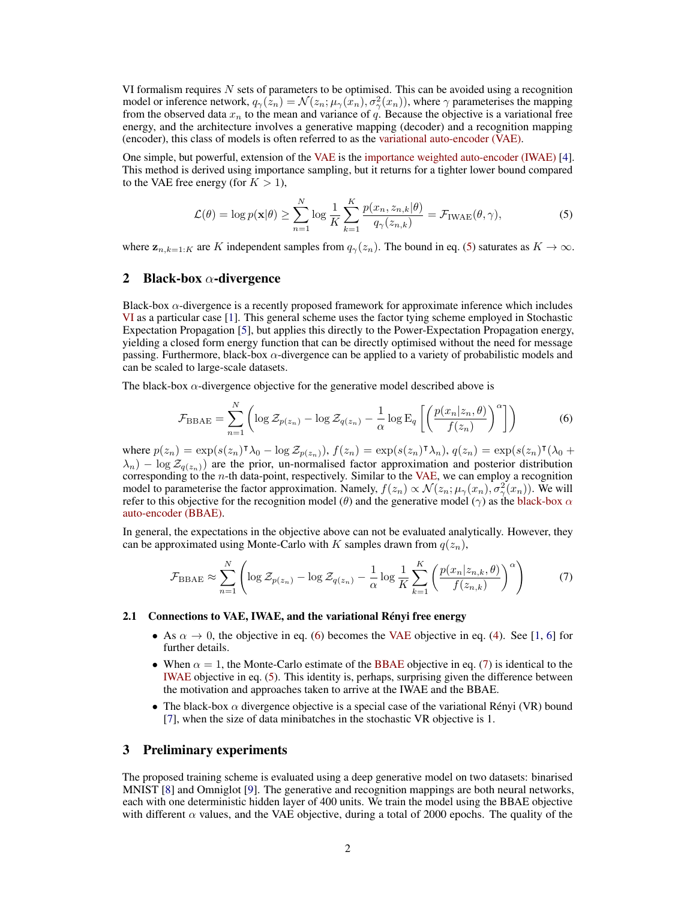VI formalism requires $N$ sets of parameters to be optimised. This can be avoided using a recognition model or inference network, $q_\gamma(z_n) = \mathcal{N}(z_n; \mu_\gamma(x_n), \sigma^2_\gamma(x_n))$, where $\gamma$ parameterises the mapping from the observed data $x_n$ to the mean and variance of $q$. Because the objective is a variational free energy, and the architecture involves a generative mapping (decoder) and a recognition mapping (encoder), this class of models is often referred to as the variational auto-encoder (VAE).

One simple, but powerful, extension of the VAE is the importance weighted auto-encoder (IWAE) [4]. This method is derived using importance sampling, but it returns for a tighter lower bound compared to the VAE free energy (for $K > 1$),

$$\mathcal{L}(\theta) = \log p(\mathbf{x}|\theta) \geq \sum_{n=1}^{N} \log \frac{1}{K} \sum_{k=1}^{K} \frac{p(x_n, z_{n,k}|\theta)}{q_\gamma(z_{n,k})} = \mathcal{F}_{\text{IWAE}}(\theta, \gamma), \tag{5}$$

where $\mathbf{z}_{n,k=1:K}$ are $K$ independent samples from $q_\gamma(z_n)$. The bound in eq. (5) saturates as $K \to \infty$.

## 2 Black-box $\alpha$-divergence

Black-box $\alpha$-divergence is a recently proposed framework for approximate inference which includes VI as a particular case [1]. This general scheme uses the factor tying scheme employed in Stochastic Expectation Propagation [5], but applies this directly to the Power-Expectation Propagation energy, yielding a closed form energy function that can be directly optimised without the need for message passing. Furthermore, black-box $\alpha$-divergence can be applied to a variety of probabilistic models and can be scaled to large-scale datasets.

The black-box $\alpha$-divergence objective for the generative model described above is

$$\mathcal{F}_{\text{BBAE}} = \sum_{n=1}^{N} \left( \log \mathcal{Z}_{p(z_n)} - \log \mathcal{Z}_{q(z_n)} - \frac{1}{\alpha} \log \mathrm{E}_q \left[ \left( \frac{p(x_n|z_n, \theta)}{f(z_n)} \right)^{\alpha} \right] \right) \tag{6}$$

where $p(z_n) = \exp(s(z_n)^\intercal \lambda_0 - \log \mathcal{Z}_{p(z_n)})$, $f(z_n) = \exp(s(z_n)^\intercal \lambda_n)$, $q(z_n) = \exp(s(z_n)^\intercal(\lambda_0 + \lambda_n) - \log \mathcal{Z}_{q(z_n)})$ are the prior, un-normalised factor approximation and posterior distribution corresponding to the $n$-th data-point, respectively. Similar to the VAE, we can employ a recognition model to parameterise the factor approximation. Namely, $f(z_n) \propto \mathcal{N}(z_n; \mu_\gamma(x_n), \sigma^2_\gamma(x_n))$. We will refer to this objective for the recognition model ($\theta$) and the generative model ($\gamma$) as the black-box $\alpha$ auto-encoder (BBAE).

In general, the expectations in the objective above can not be evaluated analytically. However, they can be approximated using Monte-Carlo with $K$ samples drawn from $q(z_n)$,

$$\mathcal{F}_{\text{BBAE}} \approx \sum_{n=1}^{N} \left( \log \mathcal{Z}_{p(z_n)} - \log \mathcal{Z}_{q(z_n)} - \frac{1}{\alpha} \log \frac{1}{K} \sum_{k=1}^{K} \left( \frac{p(x_n|z_{n,k}, \theta)}{f(z_{n,k})} \right)^{\alpha} \right) \tag{7}$$

### 2.1 Connections to VAE, IWAE, and the variational Rényi free energy

- As $\alpha \to 0$, the objective in eq. (6) becomes the VAE objective in eq. (4). See [1, 6] for further details.
- When $\alpha = 1$, the Monte-Carlo estimate of the BBAE objective in eq. (7) is identical to the IWAE objective in eq. (5). This identity is, perhaps, surprising given the difference between the motivation and approaches taken to arrive at the IWAE and the BBAE.
- The black-box $\alpha$ divergence objective is a special case of the variational Rényi (VR) bound [7], when the size of data minibatches in the stochastic VR objective is 1.

## 3 Preliminary experiments

The proposed training scheme is evaluated using a deep generative model on two datasets: binarised MNIST [8] and Omniglot [9]. The generative and recognition mappings are both neural networks, each with one deterministic hidden layer of 400 units. We train the model using the BBAE objective with different $\alpha$ values, and the VAE objective, during a total of 2000 epochs. The quality of the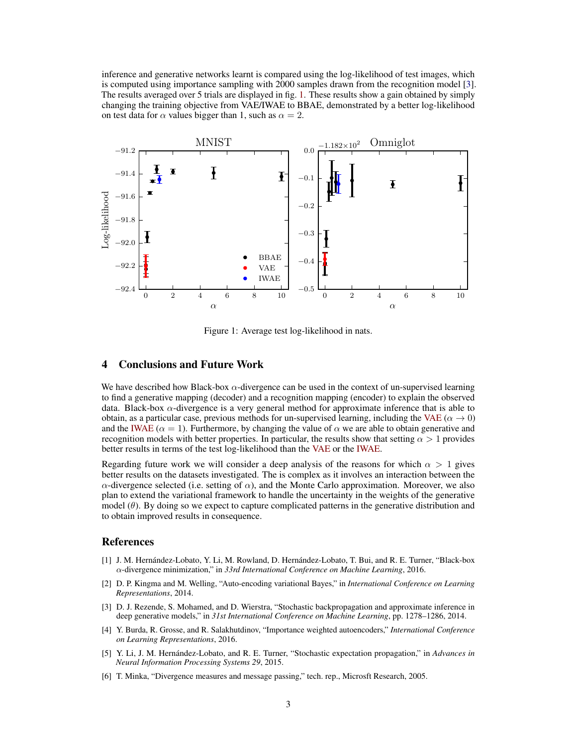inference and generative networks learnt is compared using the log-likelihood of test images, which is computed using importance sampling with 2000 samples drawn from the recognition model [3]. The results averaged over 5 trials are displayed in fig. 1. These results show a gain obtained by simply changing the training objective from VAE/IWAE to BBAE, demonstrated by a better log-likelihood on test data for $\alpha$ values bigger than 1, such as $\alpha = 2$.

Figure 1: Average test log-likelihood in nats.

## 4 Conclusions and Future Work

We have described how Black-box $\alpha$-divergence can be used in the context of un-supervised learning to find a generative mapping (decoder) and a recognition mapping (encoder) to explain the observed data. Black-box $\alpha$-divergence is a very general method for approximate inference that is able to obtain, as a particular case, previous methods for un-supervised learning, including the VAE ($\alpha \to 0$) and the IWAE ($\alpha = 1$). Furthermore, by changing the value of $\alpha$ we are able to obtain generative and recognition models with better properties. In particular, the results show that setting $\alpha > 1$ provides better results in terms of the test log-likelihood than the VAE or the IWAE.

Regarding future work we will consider a deep analysis of the reasons for which $\alpha > 1$ gives better results on the datasets investigated. The is complex as it involves an interaction between the $\alpha$-divergence selected (i.e. setting of $\alpha$), and the Monte Carlo approximation. Moreover, we also plan to extend the variational framework to handle the uncertainty in the weights of the generative model ($\theta$). By doing so we expect to capture complicated patterns in the generative distribution and to obtain improved results in consequence.

## References

[1] J. M. Hernández-Lobato, Y. Li, M. Rowland, D. Hernández-Lobato, T. Bui, and R. E. Turner, "Black-box $\alpha$-divergence minimization," in *33rd International Conference on Machine Learning*, 2016.

[2] D. P. Kingma and M. Welling, "Auto-encoding variational Bayes," in *International Conference on Learning Representations*, 2014.

[3] D. J. Rezende, S. Mohamed, and D. Wierstra, "Stochastic backpropagation and approximate inference in deep generative models," in *31st International Conference on Machine Learning*, pp. 1278–1286, 2014.

[4] Y. Burda, R. Grosse, and R. Salakhutdinov, "Importance weighted autoencoders," *International Conference on Learning Representations*, 2016.

[5] Y. Li, J. M. Hernández-Lobato, and R. E. Turner, "Stochastic expectation propagation," in *Advances in Neural Information Processing Systems 29*, 2015.

[6] T. Minka, "Divergence measures and message passing," tech. rep., Microsft Research, 2005.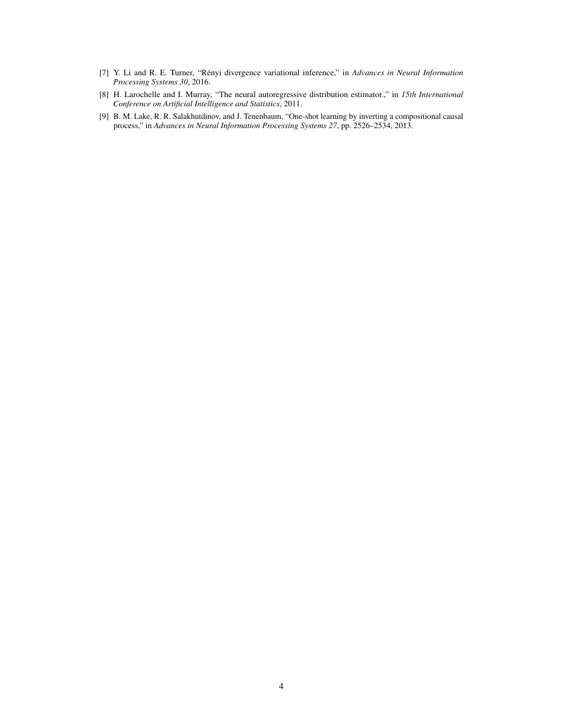[7] Y. Li and R. E. Turner, "Rényi divergence variational inference," in *Advances in Neural Information Processing Systems 30*, 2016.

[8] H. Larochelle and I. Murray, "The neural autoregressive distribution estimator.," in *15th International Conference on Artificial Intelligence and Statistics*, 2011.

[9] B. M. Lake, R. R. Salakhutdinov, and J. Tenenbaum, "One-shot learning by inverting a compositional causal process," in *Advances in Neural Information Processing Systems 27*, pp. 2526–2534, 2013.